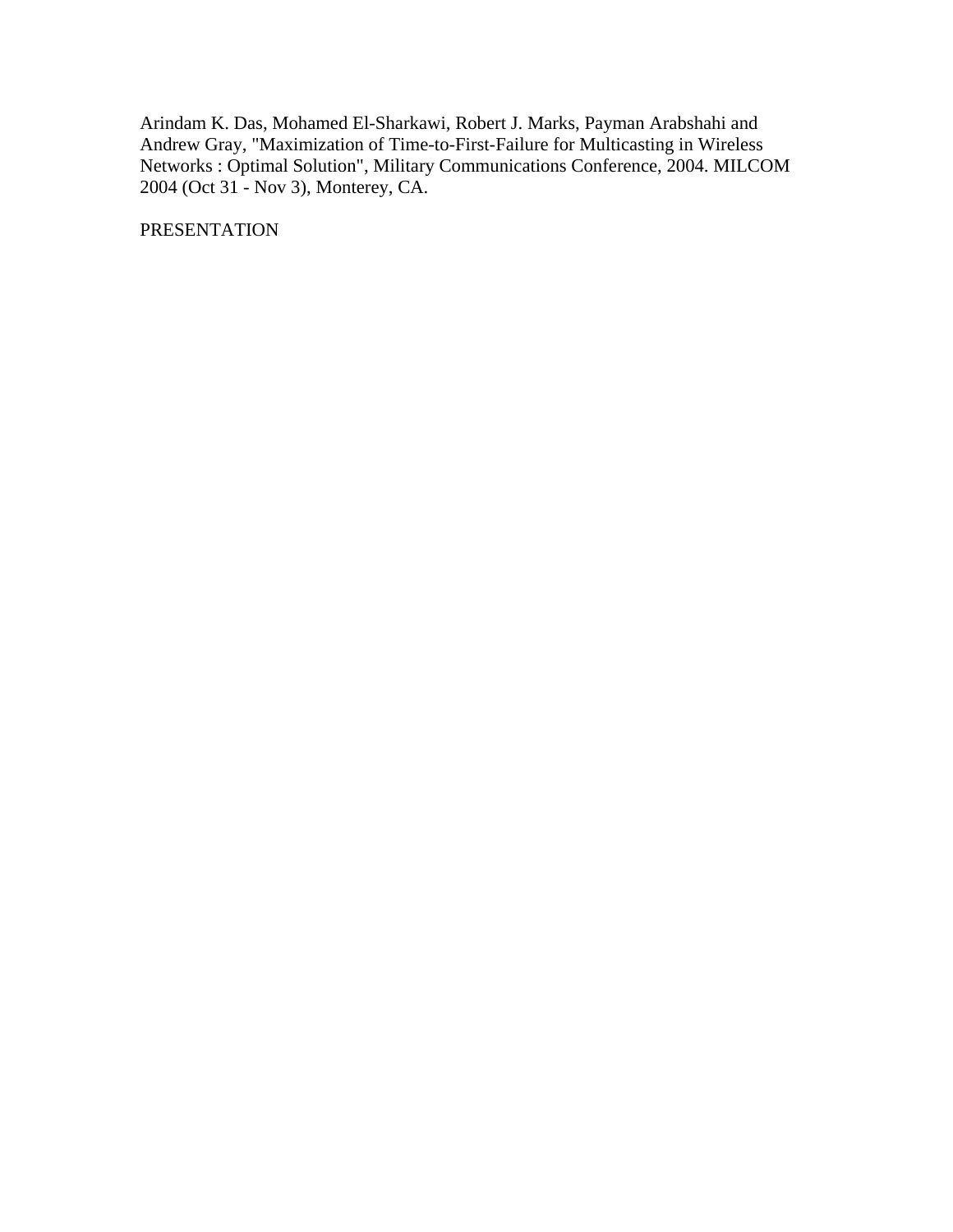Arindam K. Das, Mohamed El-Sharkawi, Robert J. Marks, Payman Arabshahi and Andrew Gray, "Maximization of Time-to-First-Failure for Multicasting in Wireless Networks : Optimal Solution", Military Communications Conference, 2004. MILCOM 2004 (Oct 31 - Nov 3), Monterey, CA.

PRESENTATION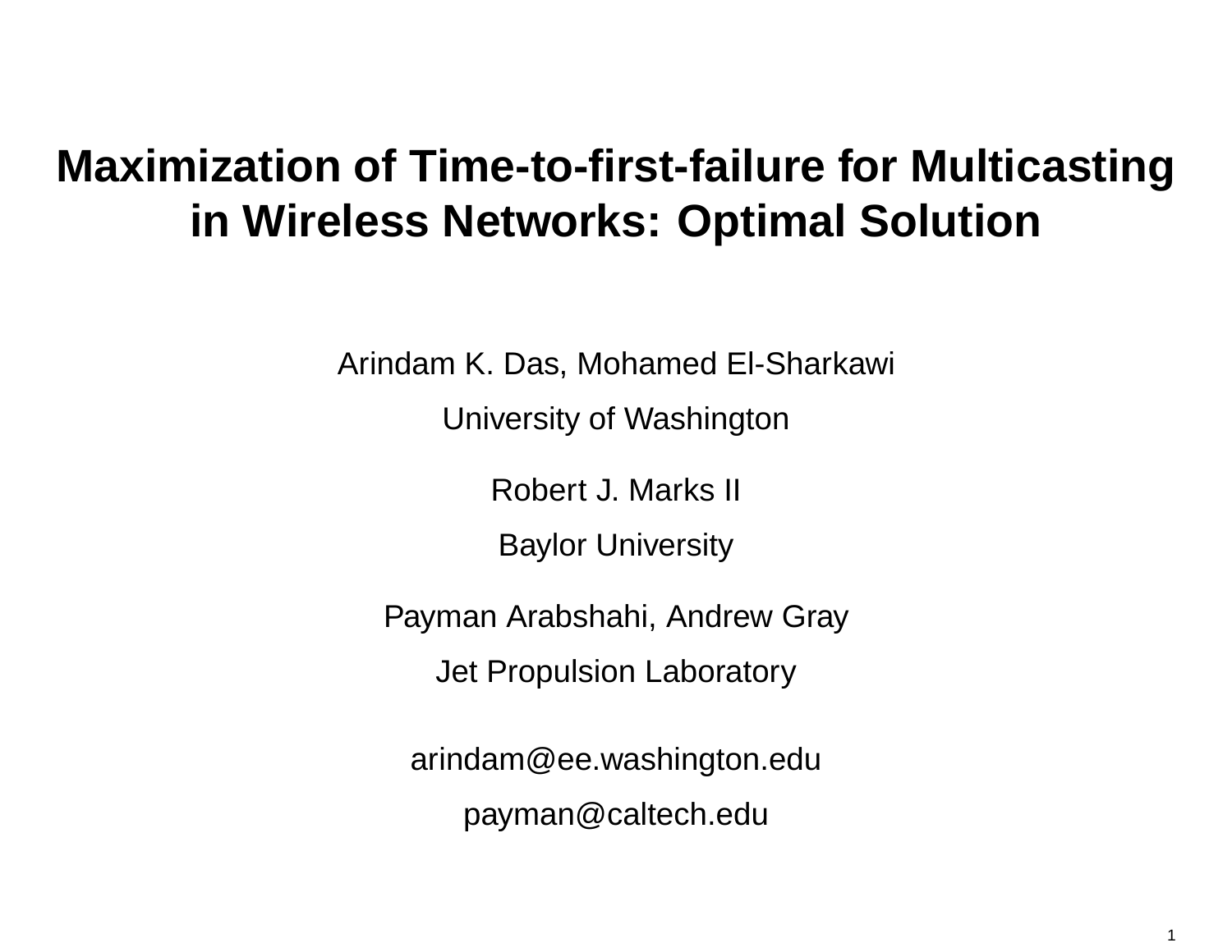# Maximization of Time-to-first-failure for Multicasting in Wireless Networks: Optimal Solution

Arindam K. Das, Mohamed El-Sharkawi

University of Washington

Robert J. Marks II

Baylor University

Payman Arabshahi, Andrew Gray

Jet Propulsion Laboratory

arindam@ee.washington.edu

payman@caltech.edu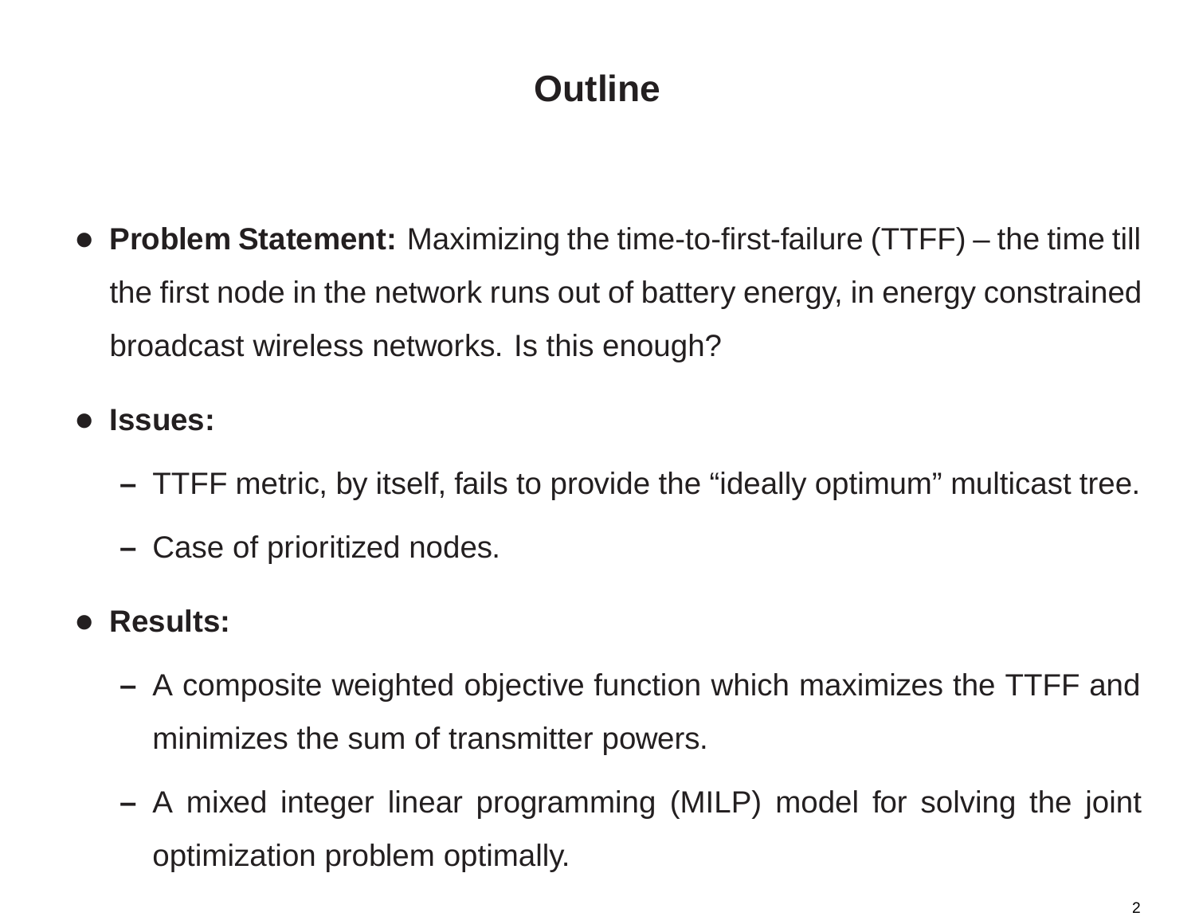# Outline

- **Problem Statement:** Maximizing the time-to-first-failure (TTFF) – the time till the first node in the network runs out of battery energy, in energy constrained broadcast wireless networks. Is this enough?
- **Issues:**
  - TTFF metric, by itself, fails to provide the “ideally optimum” multicast tree.
  - Case of prioritized nodes.
- **Results:**
  - A composite weighted objective function which maximizes the TTFF and minimizes the sum of transmitter powers.
  - A mixed integer linear programming (MILP) model for solving the joint optimization problem optimally.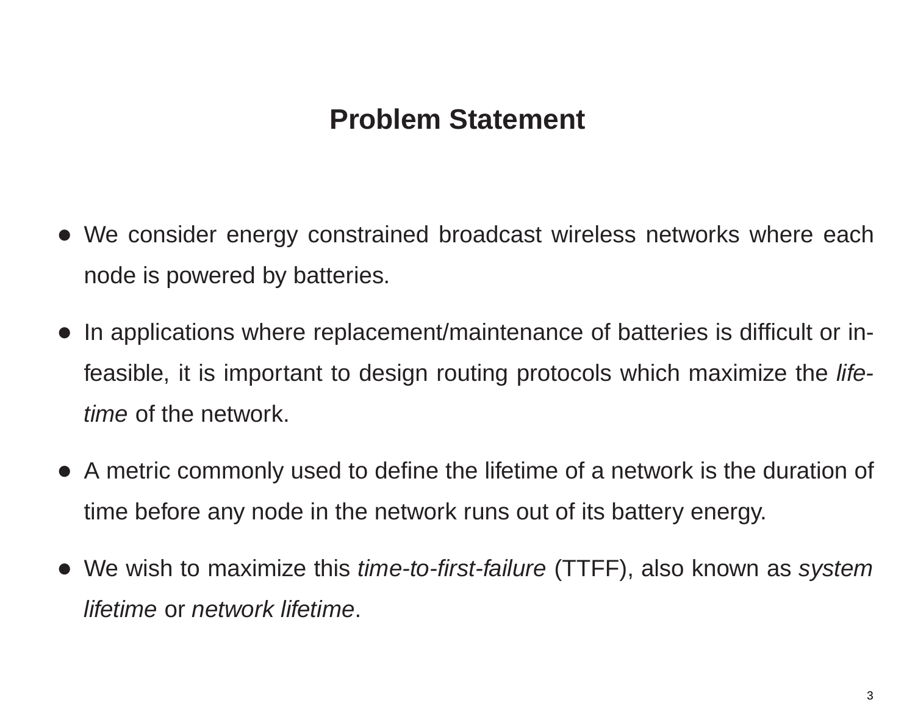## Problem Statement

- We consider energy constrained broadcast wireless networks where each node is powered by batteries.
- In applications where replacement/maintenance of batteries is difficult or infeasible, it is important to design routing protocols which maximize the *lifetime* of the network.
- A metric commonly used to define the lifetime of a network is the duration of time before any node in the network runs out of its battery energy.
- We wish to maximize this *time-to-first-failure* (TTFF), also known as *system lifetime* or *network lifetime*.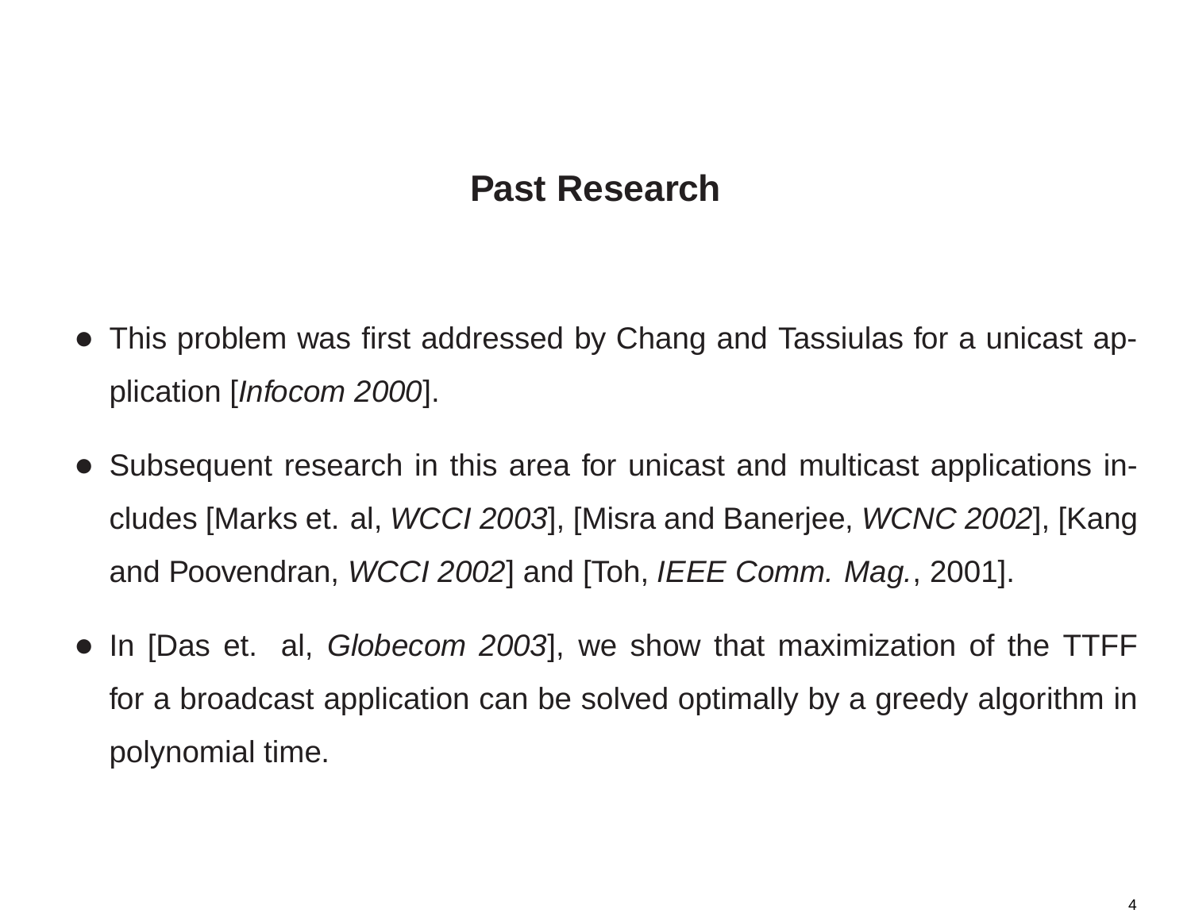# Past Research

- This problem was first addressed by Chang and Tassiulas for a unicast application [*Infocom 2000*].
- Subsequent research in this area for unicast and multicast applications includes [Marks et. al, *WCCI 2003*], [Misra and Banerjee, *WCNC 2002*], [Kang and Poovendran, *WCCI 2002*] and [Toh, *IEEE Comm. Mag.*, 2001].
- In [Das et. al, *Globecom 2003*], we show that maximization of the TTFF for a broadcast application can be solved optimally by a greedy algorithm in polynomial time.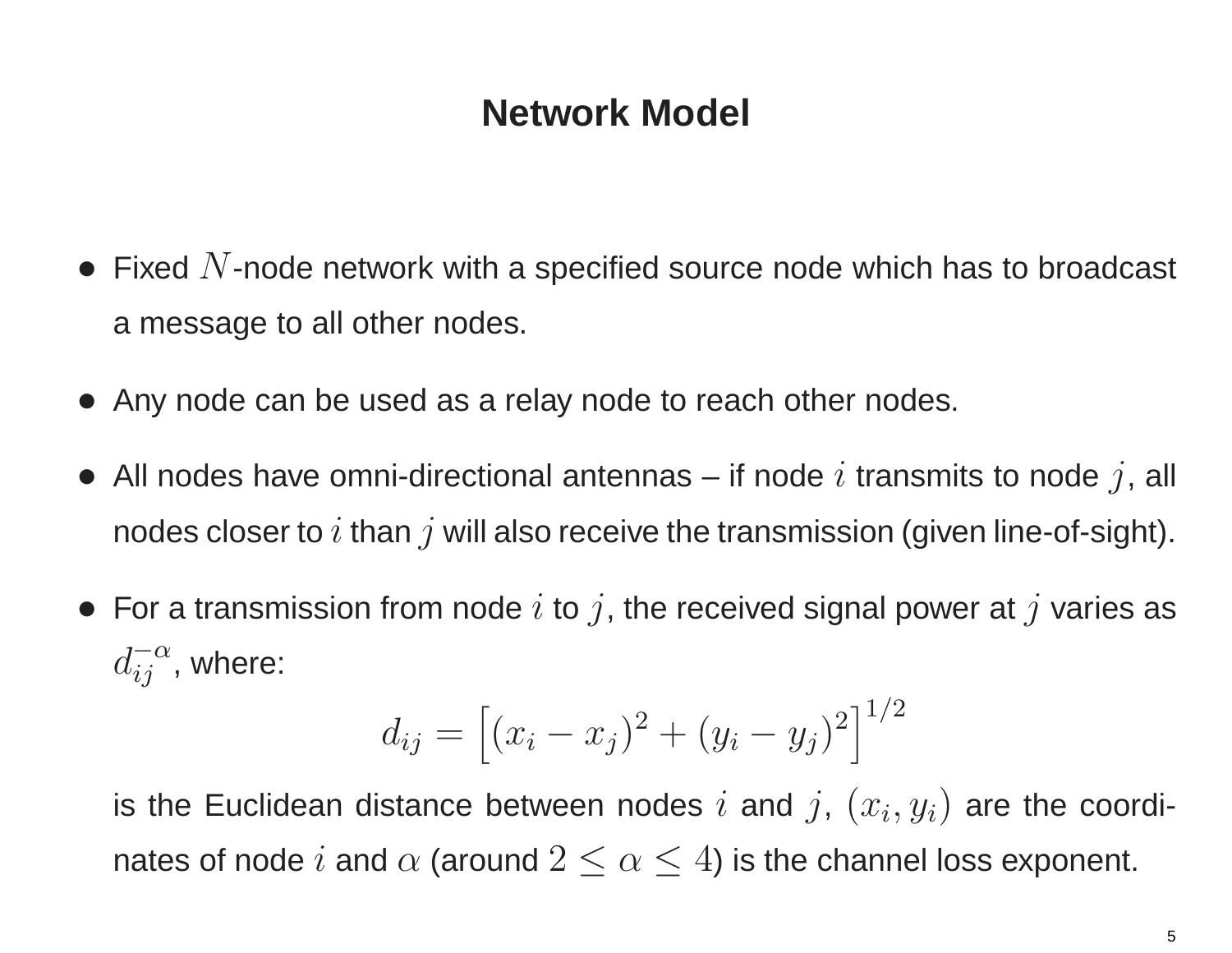# Network Model

- Fixed $N$-node network with a specified source node which has to broadcast a message to all other nodes.
- Any node can be used as a relay node to reach other nodes.
- All nodes have omni-directional antennas – if node $i$ transmits to node $j$, all nodes closer to $i$ than $j$ will also receive the transmission (given line-of-sight).
- For a transmission from node $i$ to $j$, the received signal power at $j$ varies as $d_{ij}^{-\alpha}$, where:

$$d_{ij} = \left[(x_i - x_j)^2 + (y_i - y_j)^2\right]^{1/2}$$

  is the Euclidean distance between nodes $i$ and $j$, $(x_i, y_i)$ are the coordinates of node $i$ and $\alpha$ (around $2 \leq \alpha \leq 4$) is the channel loss exponent.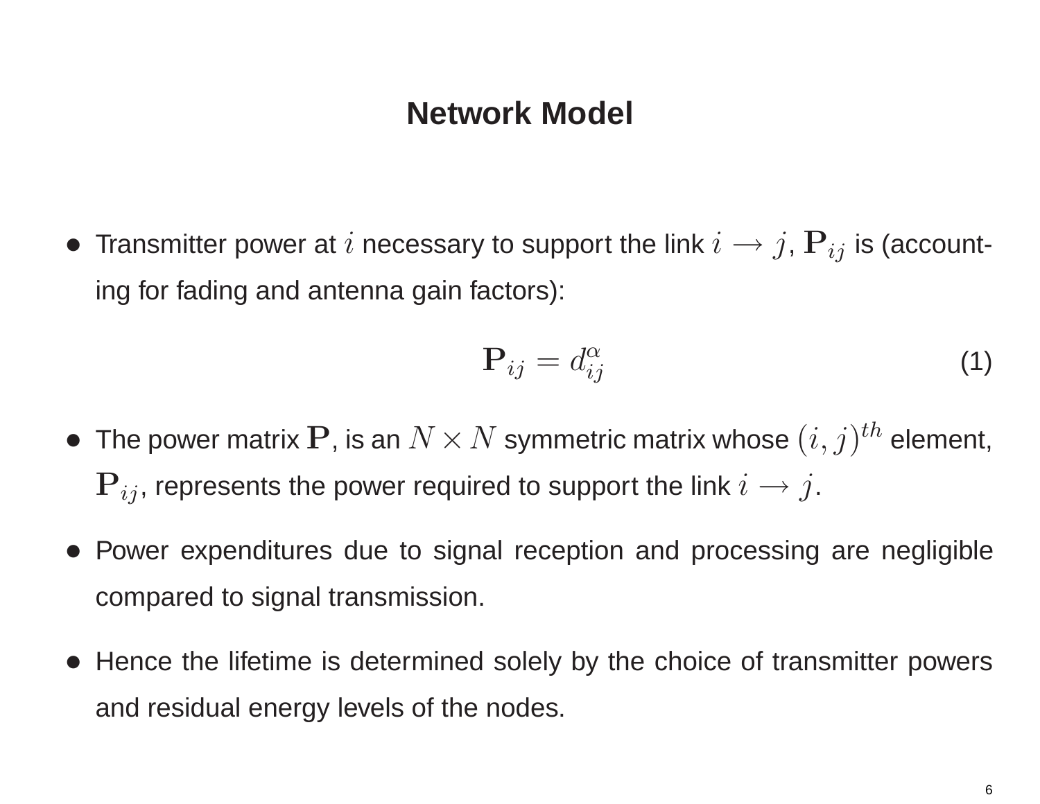# Network Model

- Transmitter power at $i$ necessary to support the link $i \rightarrow j$, $\mathbf{P}_{ij}$ is (accounting for fading and antenna gain factors):

$$\mathbf{P}_{ij} = d_{ij}^{\alpha} \tag{1}$$

- The power matrix $\mathbf{P}$, is an $N \times N$ symmetric matrix whose $(i, j)^{th}$ element, $\mathbf{P}_{ij}$, represents the power required to support the link $i \rightarrow j$.

- Power expenditures due to signal reception and processing are negligible compared to signal transmission.

- Hence the lifetime is determined solely by the choice of transmitter powers and residual energy levels of the nodes.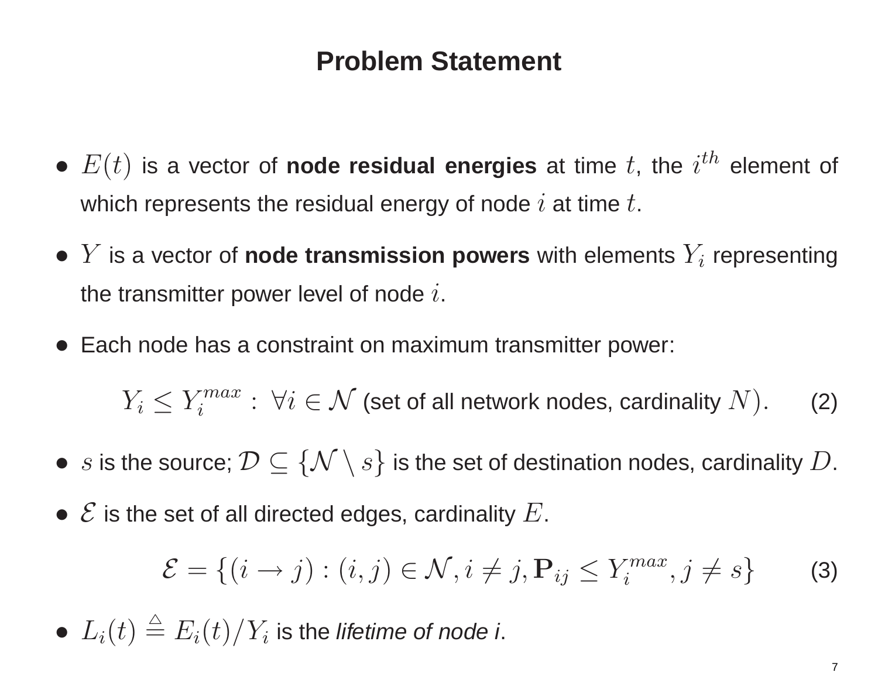# Problem Statement

- $E(t)$ is a vector of **node residual energies** at time $t$, the $i^{th}$ element of which represents the residual energy of node $i$ at time $t$.
- $Y$ is a vector of **node transmission powers** with elements $Y_i$ representing the transmitter power level of node $i$.
- Each node has a constraint on maximum transmitter power:

$$Y_i \leq Y_i^{max} : \forall i \in \mathcal{N} \text{ (set of all network nodes, cardinality } N). \qquad (2)$$

- $s$ is the source; $\mathcal{D} \subseteq \{\mathcal{N} \setminus s\}$ is the set of destination nodes, cardinality $D$.
- $\mathcal{E}$ is the set of all directed edges, cardinality $E$.

$$\mathcal{E} = \{(i \rightarrow j) : (i, j) \in \mathcal{N}, i \neq j, \mathbf{P}_{ij} \leq Y_i^{max}, j \neq s\} \qquad (3)$$

- $L_i(t) \triangleq E_i(t)/Y_i$ is the *lifetime of node i*.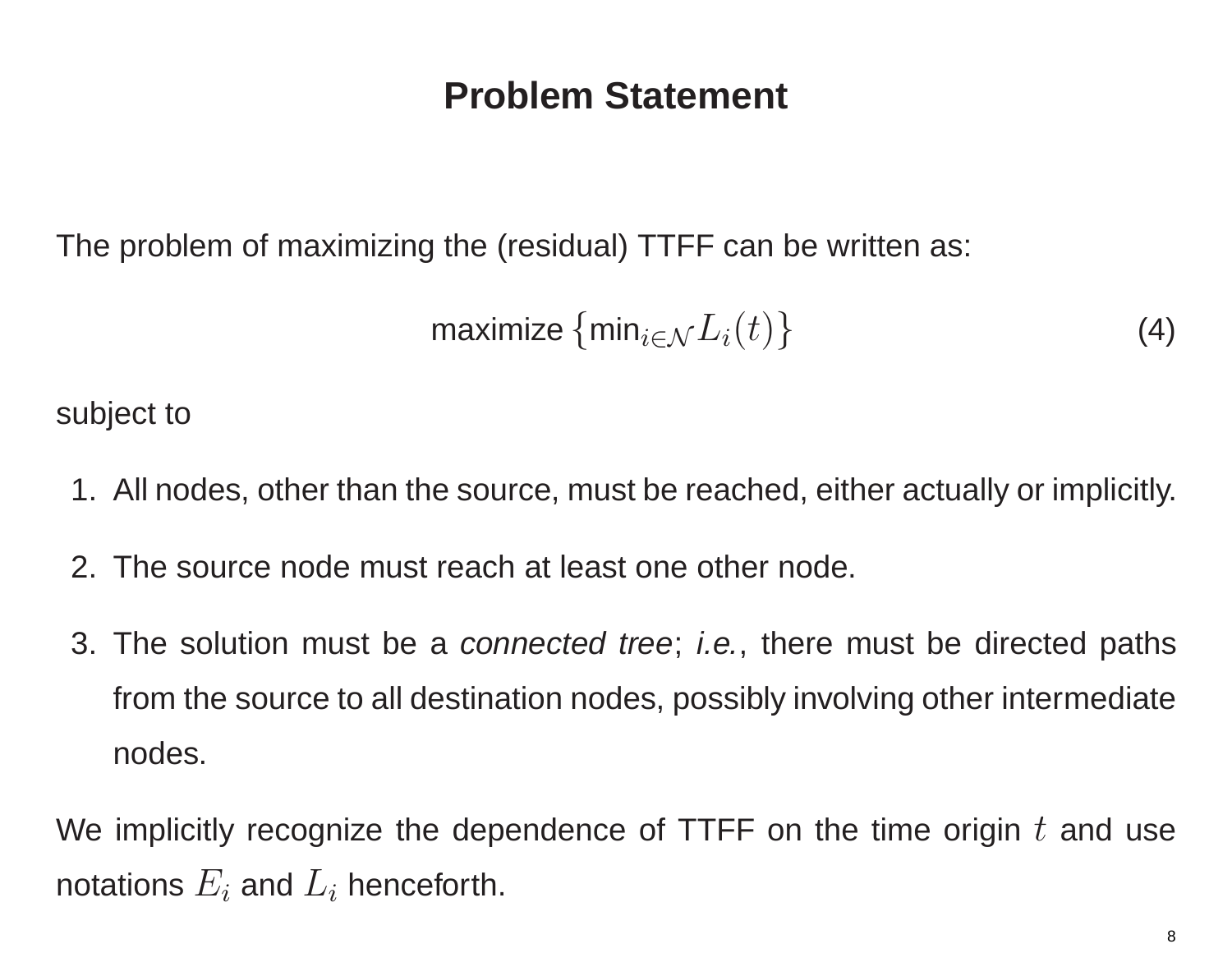# Problem Statement

The problem of maximizing the (residual) TTFF can be written as:

$$\text{maximize } \left\{ \min_{i \in \mathcal{N}} L_i(t) \right\} \tag{4}$$

subject to

1. All nodes, other than the source, must be reached, either actually or implicitly.
2. The source node must reach at least one other node.
3. The solution must be a *connected tree*; *i.e.*, there must be directed paths from the source to all destination nodes, possibly involving other intermediate nodes.

We implicitly recognize the dependence of TTFF on the time origin $t$ and use notations $E_i$ and $L_i$ henceforth.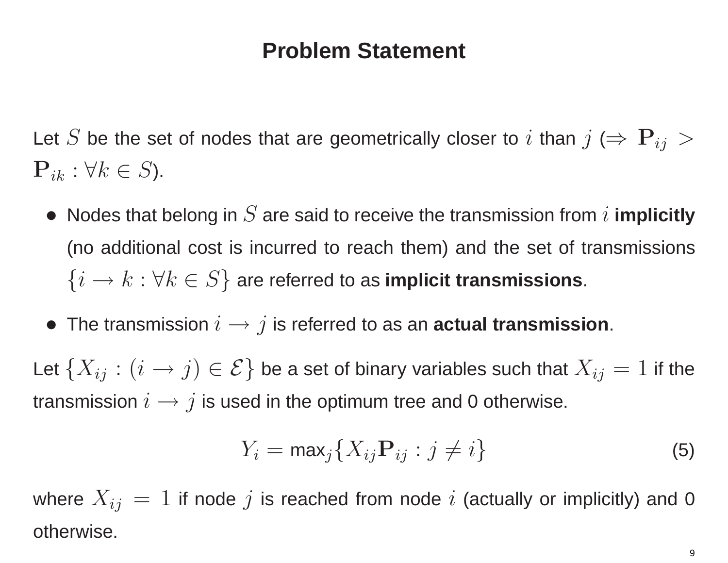# Problem Statement

Let $S$ be the set of nodes that are geometrically closer to $i$ than $j$ ($\Rightarrow \mathbf{P}_{ij} > \mathbf{P}_{ik} : \forall k \in S$).

- Nodes that belong in $S$ are said to receive the transmission from $i$ **implicitly** (no additional cost is incurred to reach them) and the set of transmissions $\{i \rightarrow k : \forall k \in S\}$ are referred to as **implicit transmissions**.
- The transmission $i \rightarrow j$ is referred to as an **actual transmission**.

Let $\{X_{ij} : (i \rightarrow j) \in \mathcal{E}\}$ be a set of binary variables such that $X_{ij} = 1$ if the transmission $i \rightarrow j$ is used in the optimum tree and 0 otherwise.

$$Y_i = \max_j \{X_{ij}\mathbf{P}_{ij} : j \neq i\} \tag{5}$$

where $X_{ij} = 1$ if node $j$ is reached from node $i$ (actually or implicitly) and 0 otherwise.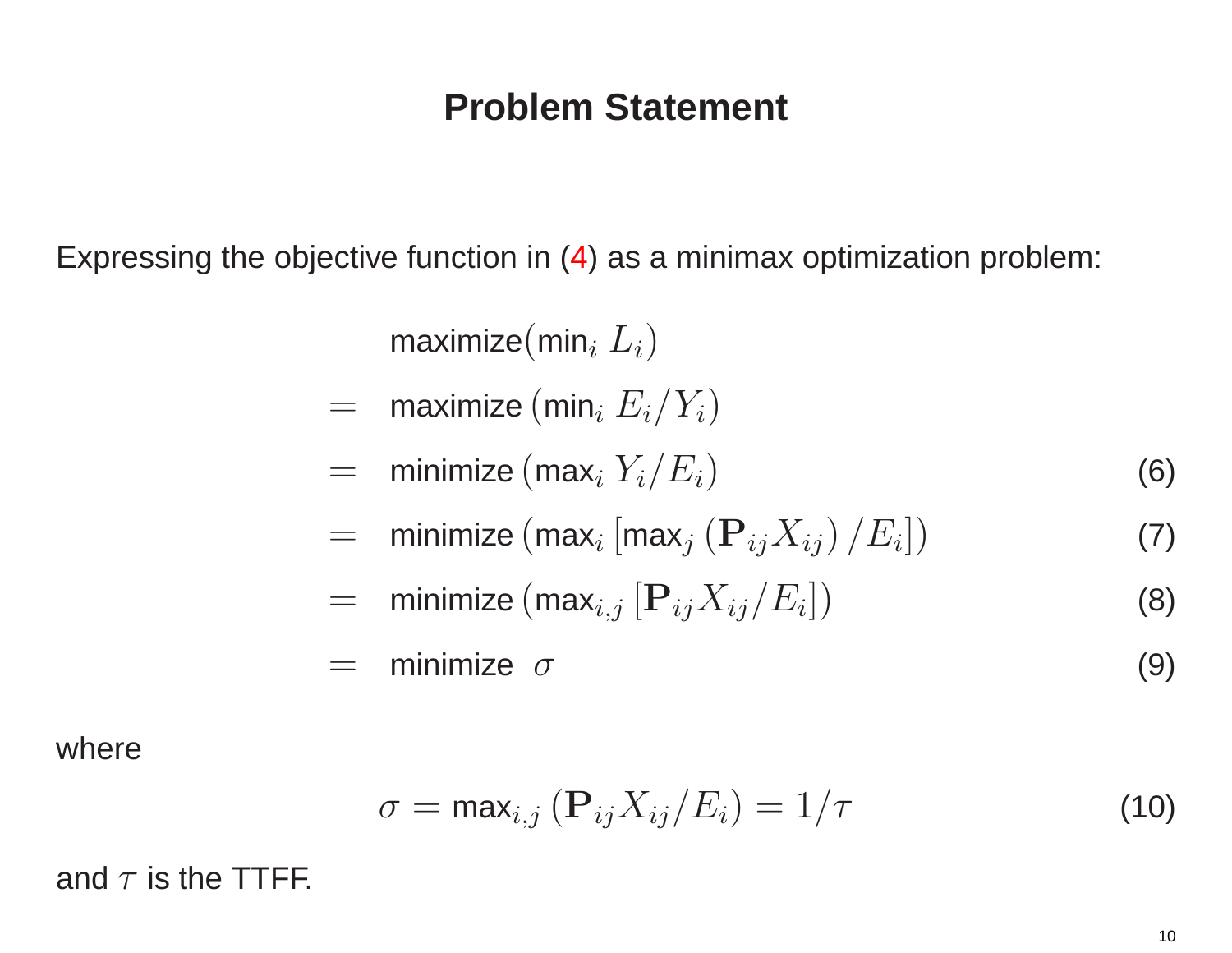# Problem Statement

Expressing the objective function in (4) as a minimax optimization problem:

$$
\begin{aligned}
& \text{maximize}\left(\min_i L_i\right) \\
= \; & \text{maximize}\left(\min_i E_i/Y_i\right) \\
= \; & \text{minimize}\left(\max_i Y_i/E_i\right) && (6) \\
= \; & \text{minimize}\left(\max_i \left[\max_j \left(\mathbf{P}_{ij} X_{ij}\right)/E_i\right]\right) && (7) \\
= \; & \text{minimize}\left(\max_{i,j} \left[\mathbf{P}_{ij} X_{ij}/E_i\right]\right) && (8) \\
= \; & \text{minimize} \;\; \sigma && (9)
\end{aligned}
$$

where

$$
\sigma = \max_{i,j}\left(\mathbf{P}_{ij} X_{ij}/E_i\right) = 1/\tau \qquad (10)
$$

and $\tau$ is the TTFF.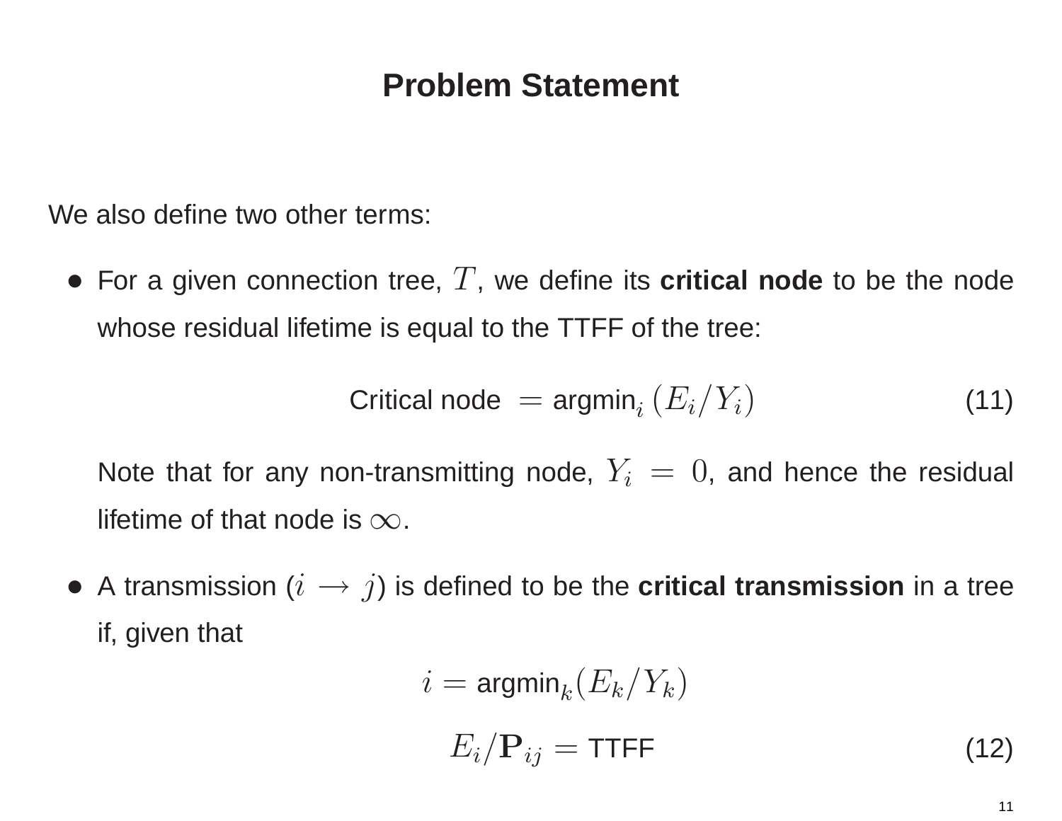# Problem Statement

We also define two other terms:

- For a given connection tree, $T$, we define its **critical node** to be the node whose residual lifetime is equal to the TTFF of the tree:

$$\text{Critical node } = \text{argmin}_i \left( E_i / Y_i \right) \tag{11}$$

  Note that for any non-transmitting node, $Y_i = 0$, and hence the residual lifetime of that node is $\infty$.

- A transmission ($i \rightarrow j$) is defined to be the **critical transmission** in a tree if, given that

$$i = \text{argmin}_k (E_k / Y_k)$$

$$E_i / \mathbf{P}_{ij} = \text{TTFF} \tag{12}$$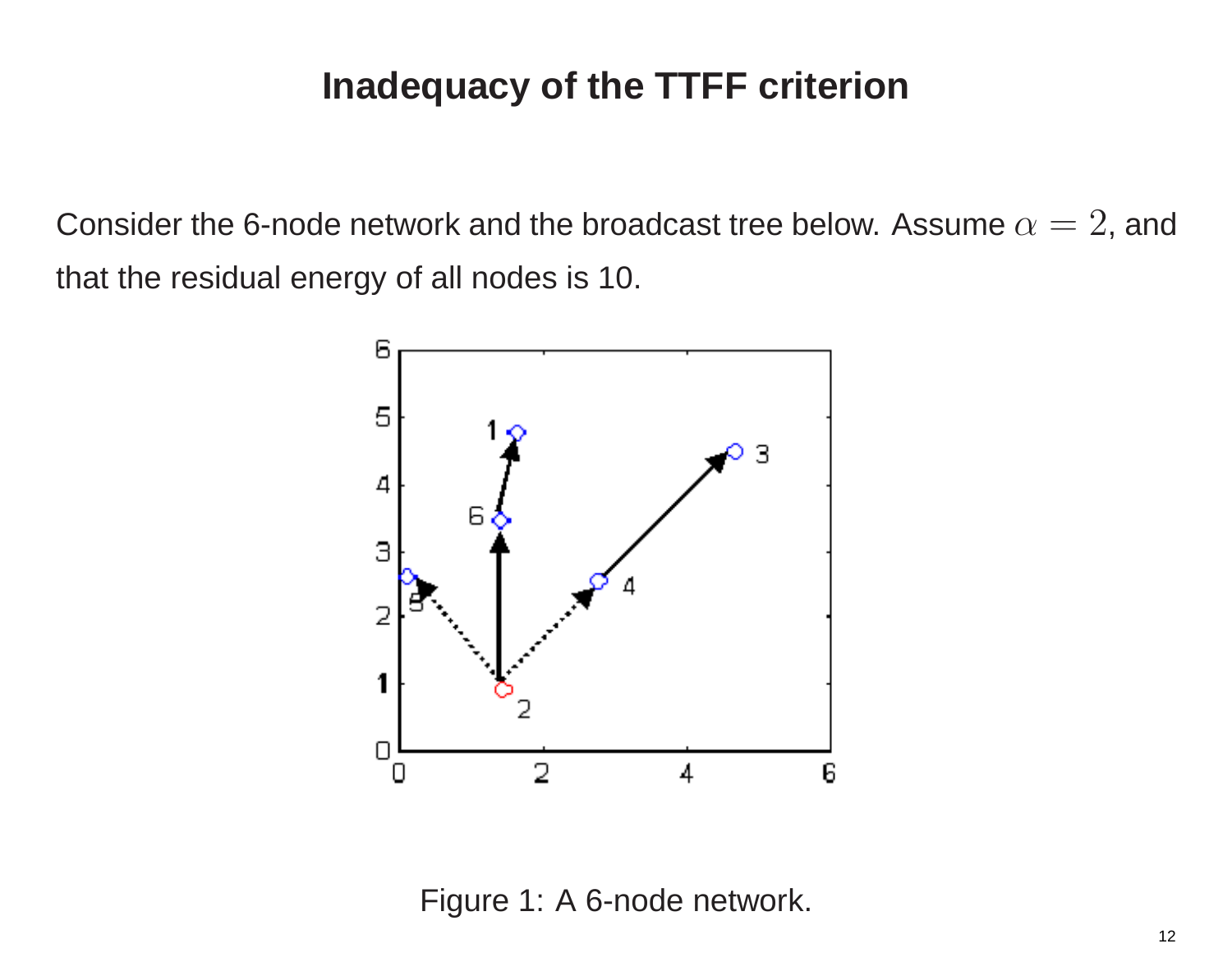# Inadequacy of the TTFF criterion

Consider the 6-node network and the broadcast tree below. Assume $\alpha = 2$, and that the residual energy of all nodes is 10.

Figure 1: A 6-node network.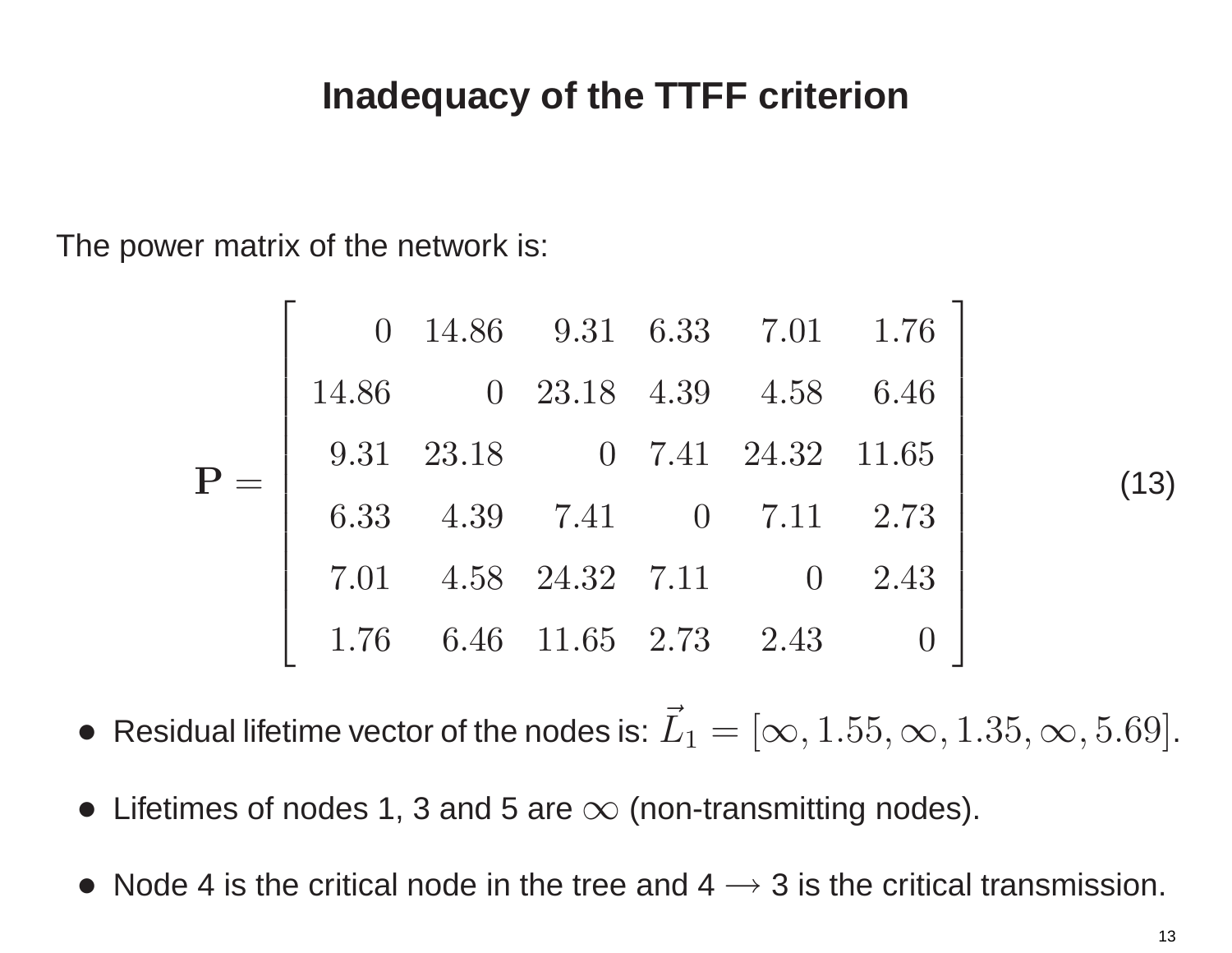# Inadequacy of the TTFF criterion

The power matrix of the network is:

$$
\mathbf{P} = \begin{bmatrix} 0 & 14.86 & 9.31 & 6.33 & 7.01 & 1.76 \\ 14.86 & 0 & 23.18 & 4.39 & 4.58 & 6.46 \\ 9.31 & 23.18 & 0 & 7.41 & 24.32 & 11.65 \\ 6.33 & 4.39 & 7.41 & 0 & 7.11 & 2.73 \\ 7.01 & 4.58 & 24.32 & 7.11 & 0 & 2.43 \\ 1.76 & 6.46 & 11.65 & 2.73 & 2.43 & 0 \end{bmatrix} \tag{13}
$$

- Residual lifetime vector of the nodes is: $\vec{L}_1 = [\infty, 1.55, \infty, 1.35, \infty, 5.69]$.
- Lifetimes of nodes 1, 3 and 5 are $\infty$ (non-transmitting nodes).
- Node 4 is the critical node in the tree and $4 \longrightarrow 3$ is the critical transmission.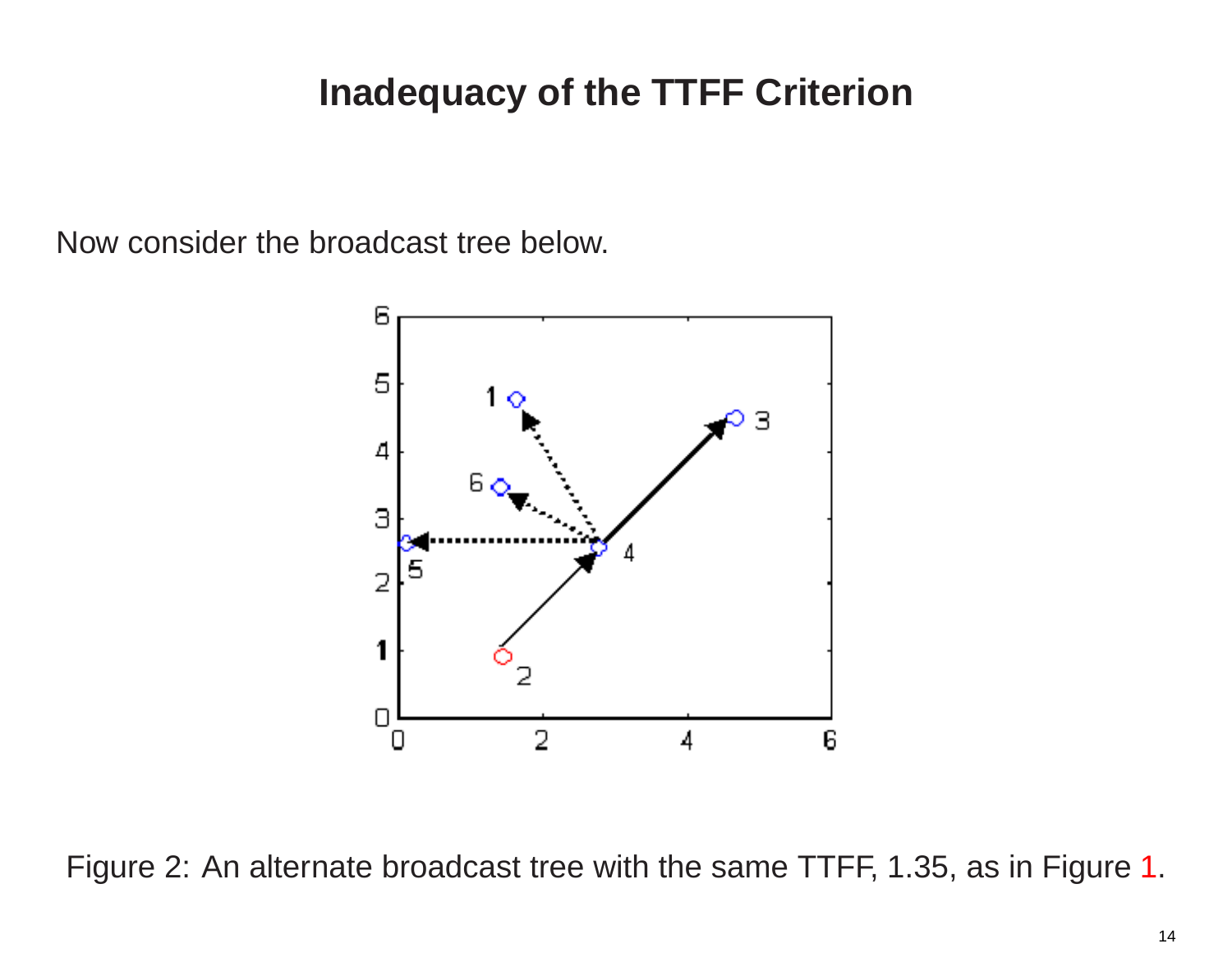# Inadequacy of the TTFF Criterion

Now consider the broadcast tree below.

Figure 2: An alternate broadcast tree with the same TTFF, 1.35, as in Figure 1.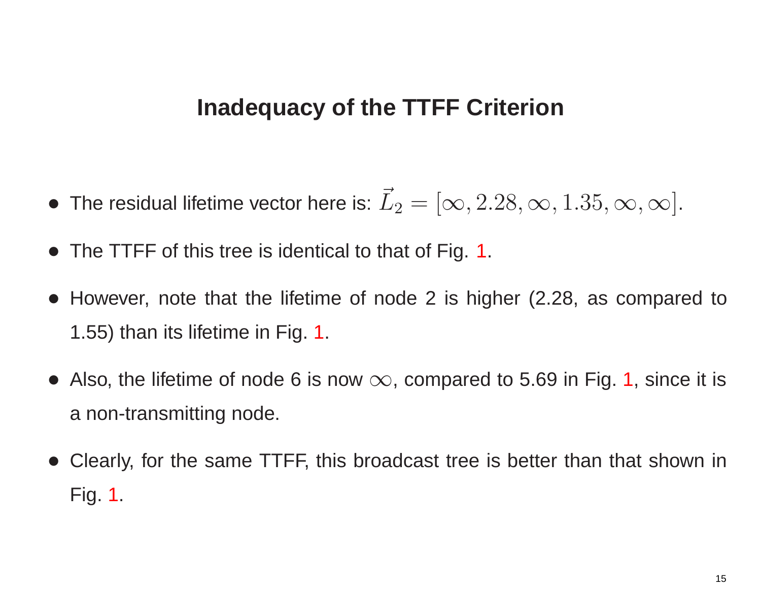# Inadequacy of the TTFF Criterion

- The residual lifetime vector here is: $\vec{L}_2 = [\infty, 2.28, \infty, 1.35, \infty, \infty]$.
- The TTFF of this tree is identical to that of Fig. 1.
- However, note that the lifetime of node 2 is higher (2.28, as compared to 1.55) than its lifetime in Fig. 1.
- Also, the lifetime of node 6 is now $\infty$, compared to 5.69 in Fig. 1, since it is a non-transmitting node.
- Clearly, for the same TTFF, this broadcast tree is better than that shown in Fig. 1.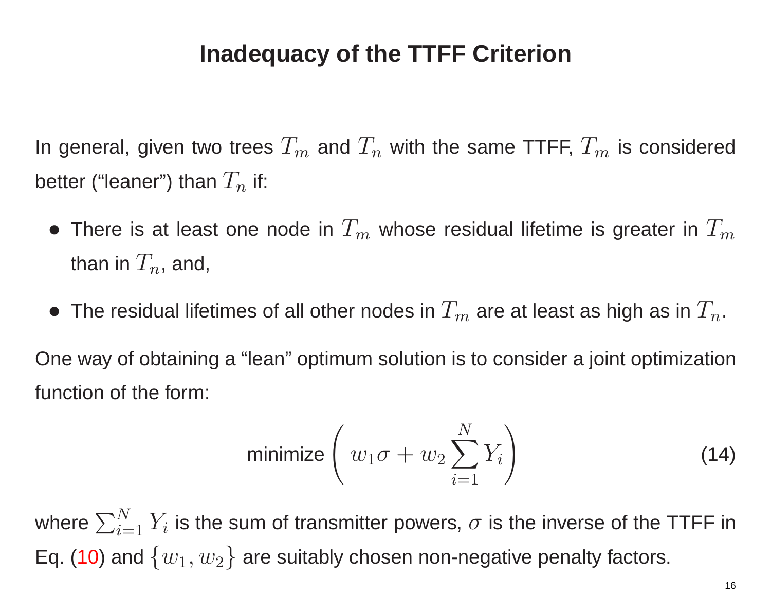# Inadequacy of the TTFF Criterion

In general, given two trees $T_m$ and $T_n$ with the same TTFF, $T_m$ is considered better ("leaner") than $T_n$ if:

- There is at least one node in $T_m$ whose residual lifetime is greater in $T_m$ than in $T_n$, and,
- The residual lifetimes of all other nodes in $T_m$ are at least as high as in $T_n$.

One way of obtaining a "lean" optimum solution is to consider a joint optimization function of the form:

$$\text{minimize} \left( w_1 \sigma + w_2 \sum_{i=1}^{N} Y_i \right) \tag{14}$$

where $\sum_{i=1}^{N} Y_i$ is the sum of transmitter powers, $\sigma$ is the inverse of the TTFF in Eq. (10) and $\{w_1, w_2\}$ are suitably chosen non-negative penalty factors.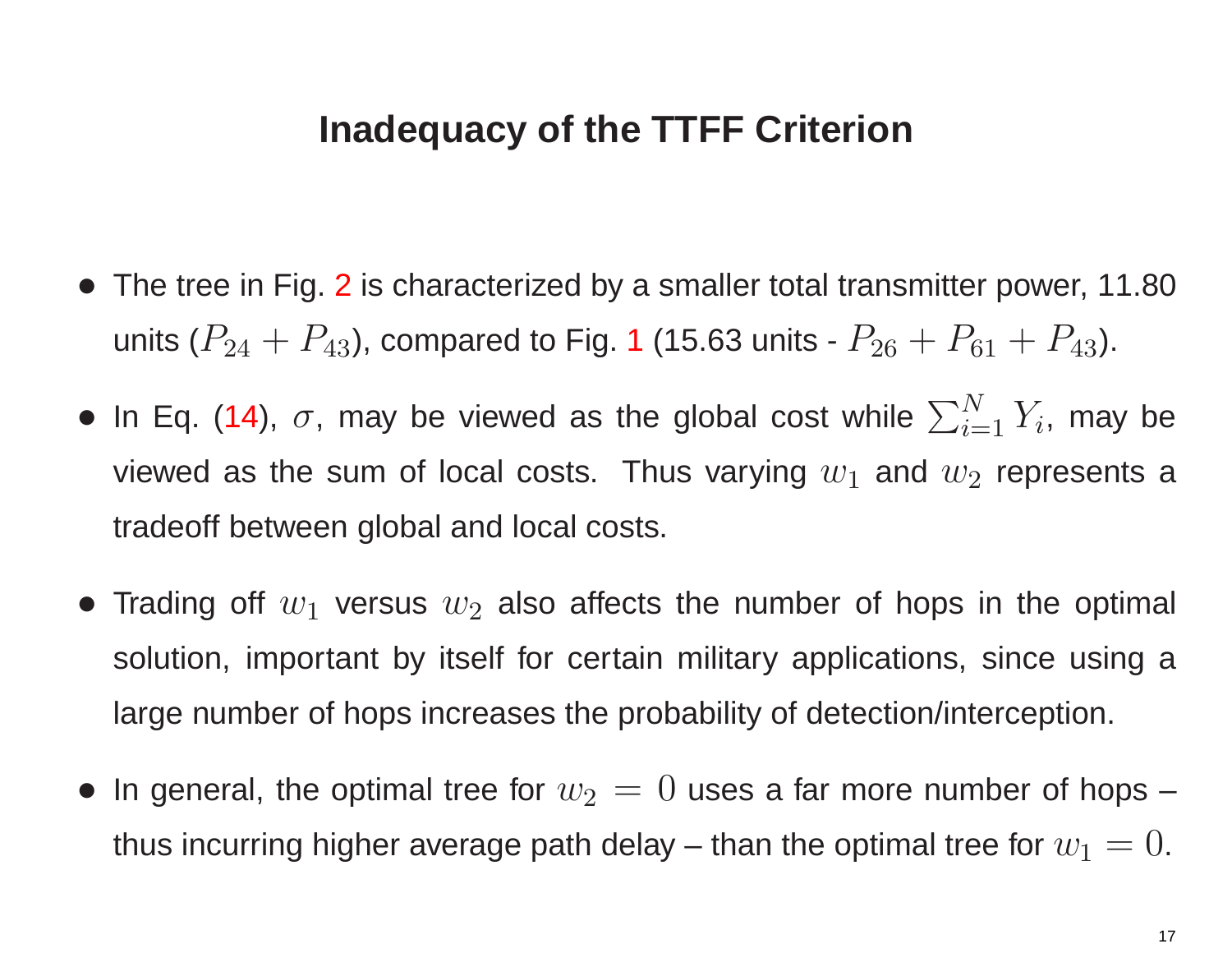# Inadequacy of the TTFF Criterion

- The tree in Fig. 2 is characterized by a smaller total transmitter power, 11.80 units ($P_{24} + P_{43}$), compared to Fig. 1 (15.63 units - $P_{26} + P_{61} + P_{43}$).
- In Eq. (14), $\sigma$, may be viewed as the global cost while $\sum_{i=1}^{N} Y_i$, may be viewed as the sum of local costs. Thus varying $w_1$ and $w_2$ represents a tradeoff between global and local costs.
- Trading off $w_1$ versus $w_2$ also affects the number of hops in the optimal solution, important by itself for certain military applications, since using a large number of hops increases the probability of detection/interception.
- In general, the optimal tree for $w_2 = 0$ uses a far more number of hops – thus incurring higher average path delay – than the optimal tree for $w_1 = 0$.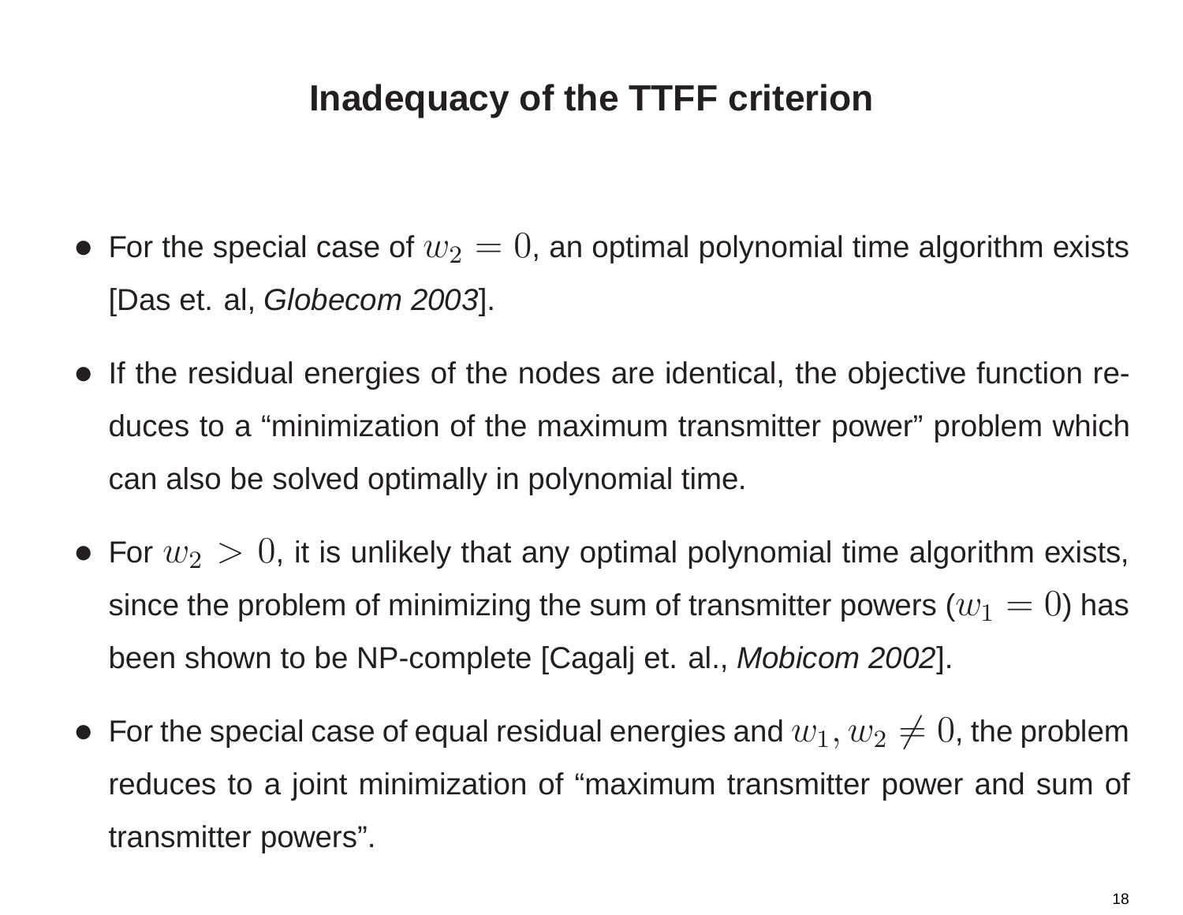# Inadequacy of the TTFF criterion

- For the special case of $w_2 = 0$, an optimal polynomial time algorithm exists [Das et. al, *Globecom 2003*].
- If the residual energies of the nodes are identical, the objective function reduces to a "minimization of the maximum transmitter power" problem which can also be solved optimally in polynomial time.
- For $w_2 > 0$, it is unlikely that any optimal polynomial time algorithm exists, since the problem of minimizing the sum of transmitter powers ($w_1 = 0$) has been shown to be NP-complete [Cagalj et. al., *Mobicom 2002*].
- For the special case of equal residual energies and $w_1, w_2 \neq 0$, the problem reduces to a joint minimization of "maximum transmitter power and sum of transmitter powers".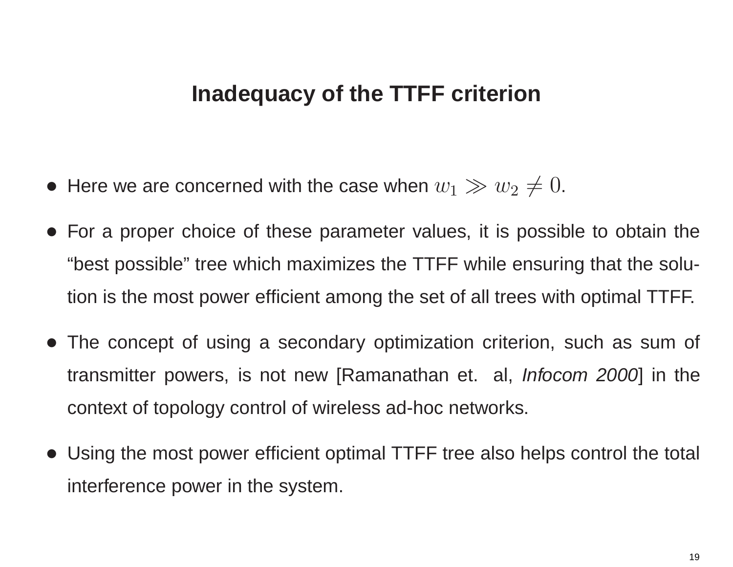## Inadequacy of the TTFF criterion

- Here we are concerned with the case when $w_1 \gg w_2 \neq 0$.
- For a proper choice of these parameter values, it is possible to obtain the "best possible" tree which maximizes the TTFF while ensuring that the solution is the most power efficient among the set of all trees with optimal TTFF.
- The concept of using a secondary optimization criterion, such as sum of transmitter powers, is not new [Ramanathan et. al, *Infocom 2000*] in the context of topology control of wireless ad-hoc networks.
- Using the most power efficient optimal TTFF tree also helps control the total interference power in the system.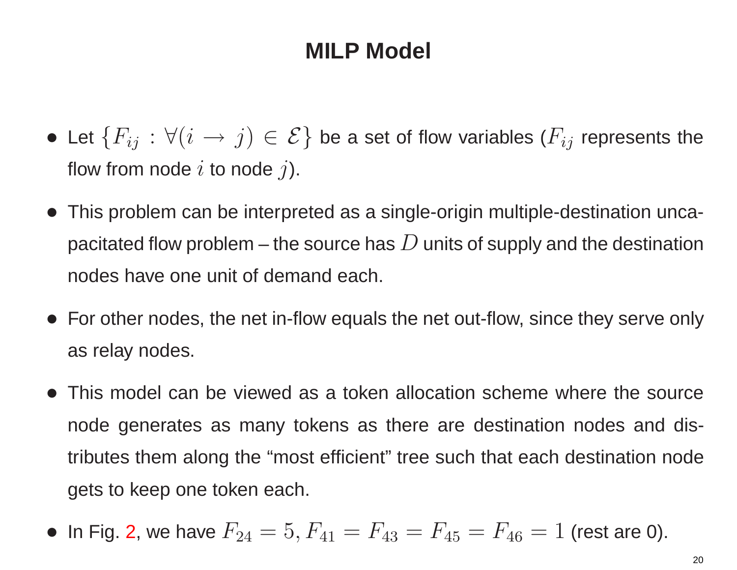# MILP Model

- Let $\{F_{ij} : \forall(i \to j) \in \mathcal{E}\}$ be a set of flow variables ($F_{ij}$ represents the flow from node $i$ to node $j$).
- This problem can be interpreted as a single-origin multiple-destination uncapacitated flow problem – the source has $D$ units of supply and the destination nodes have one unit of demand each.
- For other nodes, the net in-flow equals the net out-flow, since they serve only as relay nodes.
- This model can be viewed as a token allocation scheme where the source node generates as many tokens as there are destination nodes and distributes them along the "most efficient" tree such that each destination node gets to keep one token each.
- In Fig. 2, we have $F_{24} = 5, F_{41} = F_{43} = F_{45} = F_{46} = 1$ (rest are 0).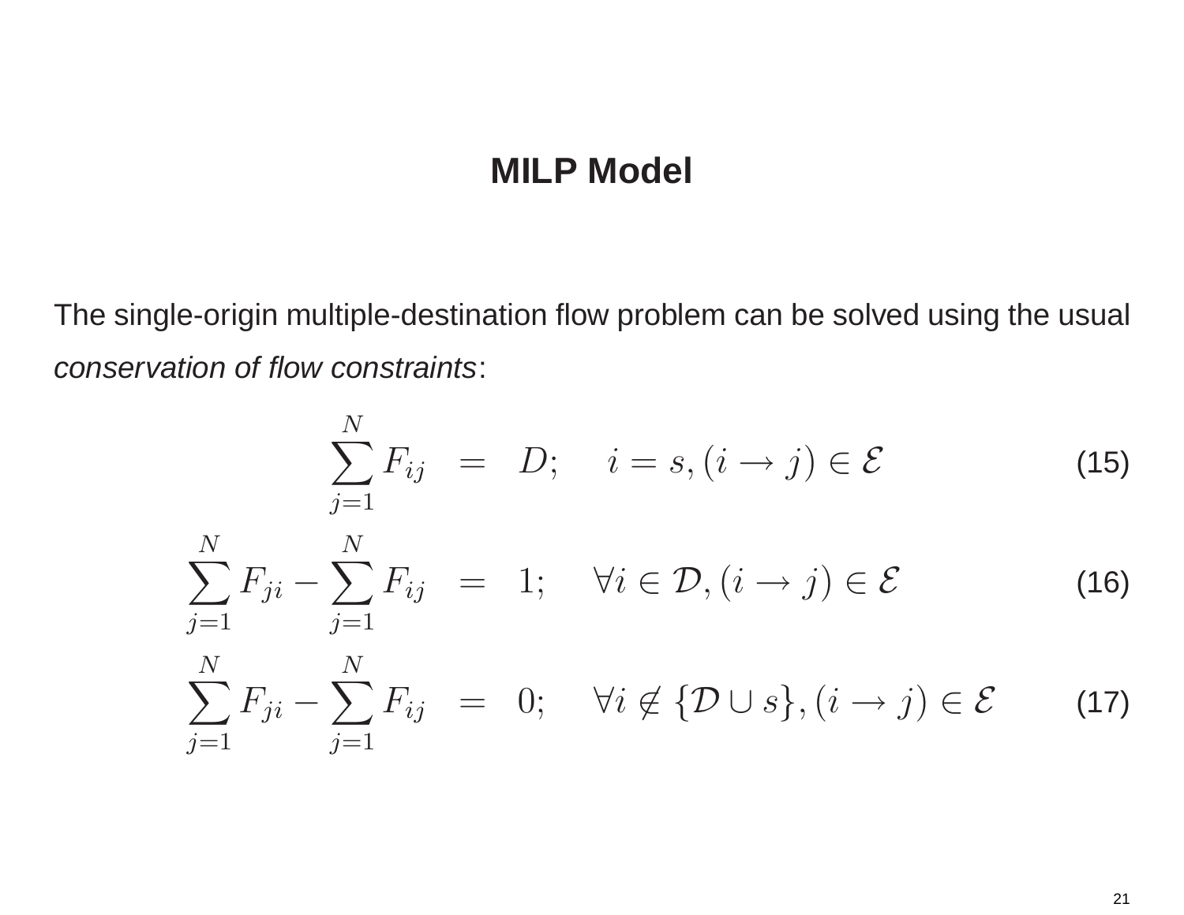# MILP Model

The single-origin multiple-destination flow problem can be solved using the usual *conservation of flow constraints*:

$$
\sum_{j=1}^{N} F_{ij} \quad = \quad D; \qquad i = s, (i \rightarrow j) \in \mathcal{E} \tag{15}
$$

$$
\sum_{j=1}^{N} F_{ji} - \sum_{j=1}^{N} F_{ij} \quad = \quad 1; \qquad \forall i \in \mathcal{D}, (i \rightarrow j) \in \mathcal{E} \tag{16}
$$

$$
\sum_{j=1}^{N} F_{ji} - \sum_{j=1}^{N} F_{ij} \quad = \quad 0; \qquad \forall i \notin \{\mathcal{D} \cup s\}, (i \rightarrow j) \in \mathcal{E} \tag{17}
$$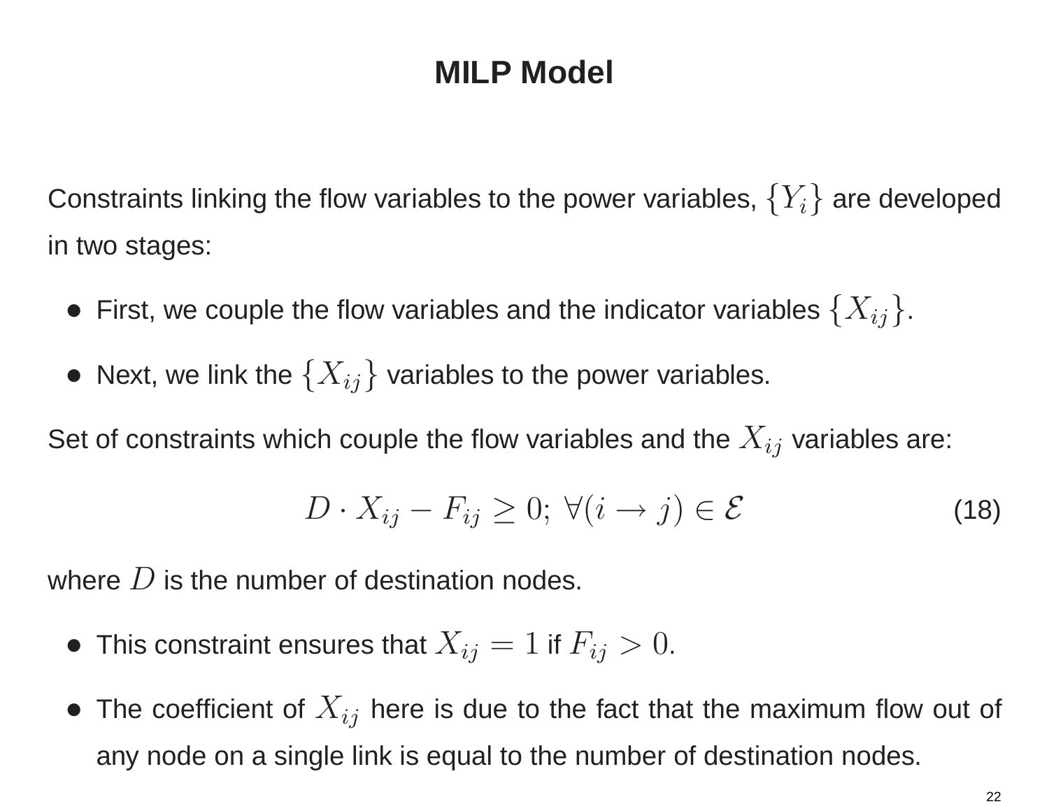# MILP Model

Constraints linking the flow variables to the power variables, $\{Y_i\}$ are developed in two stages:

- First, we couple the flow variables and the indicator variables $\{X_{ij}\}$.
- Next, we link the $\{X_{ij}\}$ variables to the power variables.

Set of constraints which couple the flow variables and the $X_{ij}$ variables are:

$$D \cdot X_{ij} - F_{ij} \geq 0; \; \forall (i \rightarrow j) \in \mathcal{E} \tag{18}$$

where $D$ is the number of destination nodes.

- This constraint ensures that $X_{ij} = 1$ if $F_{ij} > 0$.
- The coefficient of $X_{ij}$ here is due to the fact that the maximum flow out of any node on a single link is equal to the number of destination nodes.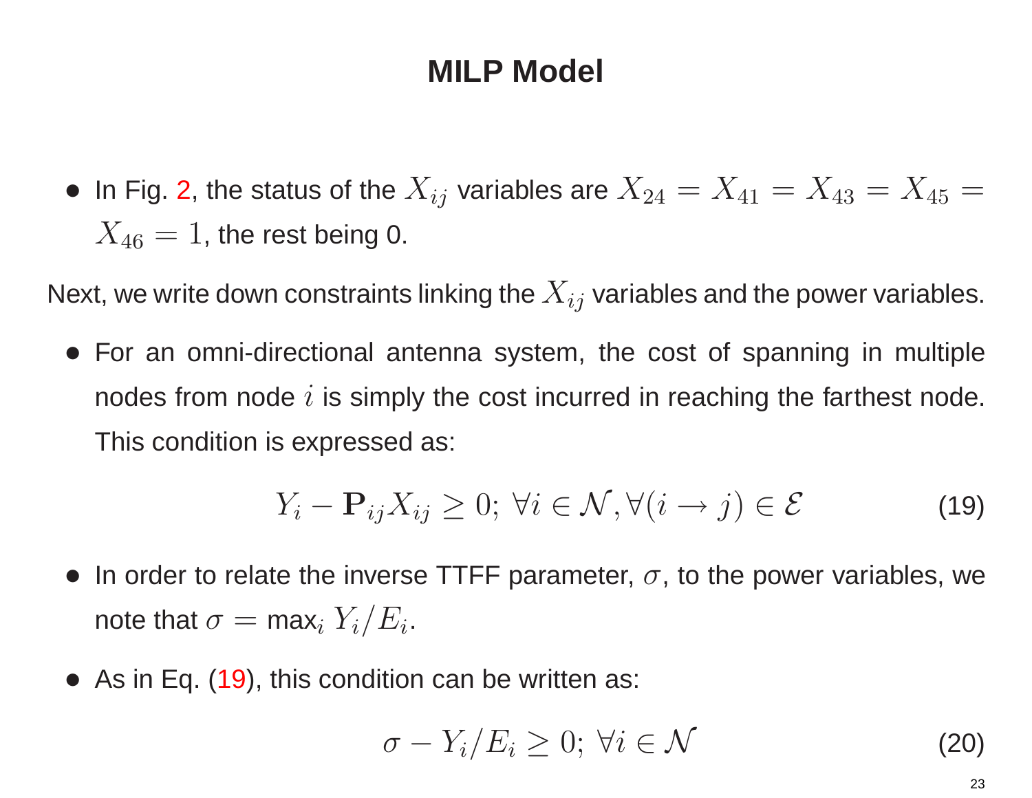# MILP Model

- In Fig. 2, the status of the $X_{ij}$ variables are $X_{24} = X_{41} = X_{43} = X_{45} = X_{46} = 1$, the rest being 0.

Next, we write down constraints linking the $X_{ij}$ variables and the power variables.

- For an omni-directional antenna system, the cost of spanning in multiple nodes from node $i$ is simply the cost incurred in reaching the farthest node. This condition is expressed as:

$$Y_i - \mathbf{P}_{ij} X_{ij} \geq 0; \; \forall i \in \mathcal{N}, \forall (i \rightarrow j) \in \mathcal{E} \tag{19}$$

- In order to relate the inverse TTFF parameter, $\sigma$, to the power variables, we note that $\sigma = \max_i Y_i / E_i$.

- As in Eq. (19), this condition can be written as:

$$\sigma - Y_i / E_i \geq 0; \; \forall i \in \mathcal{N} \tag{20}$$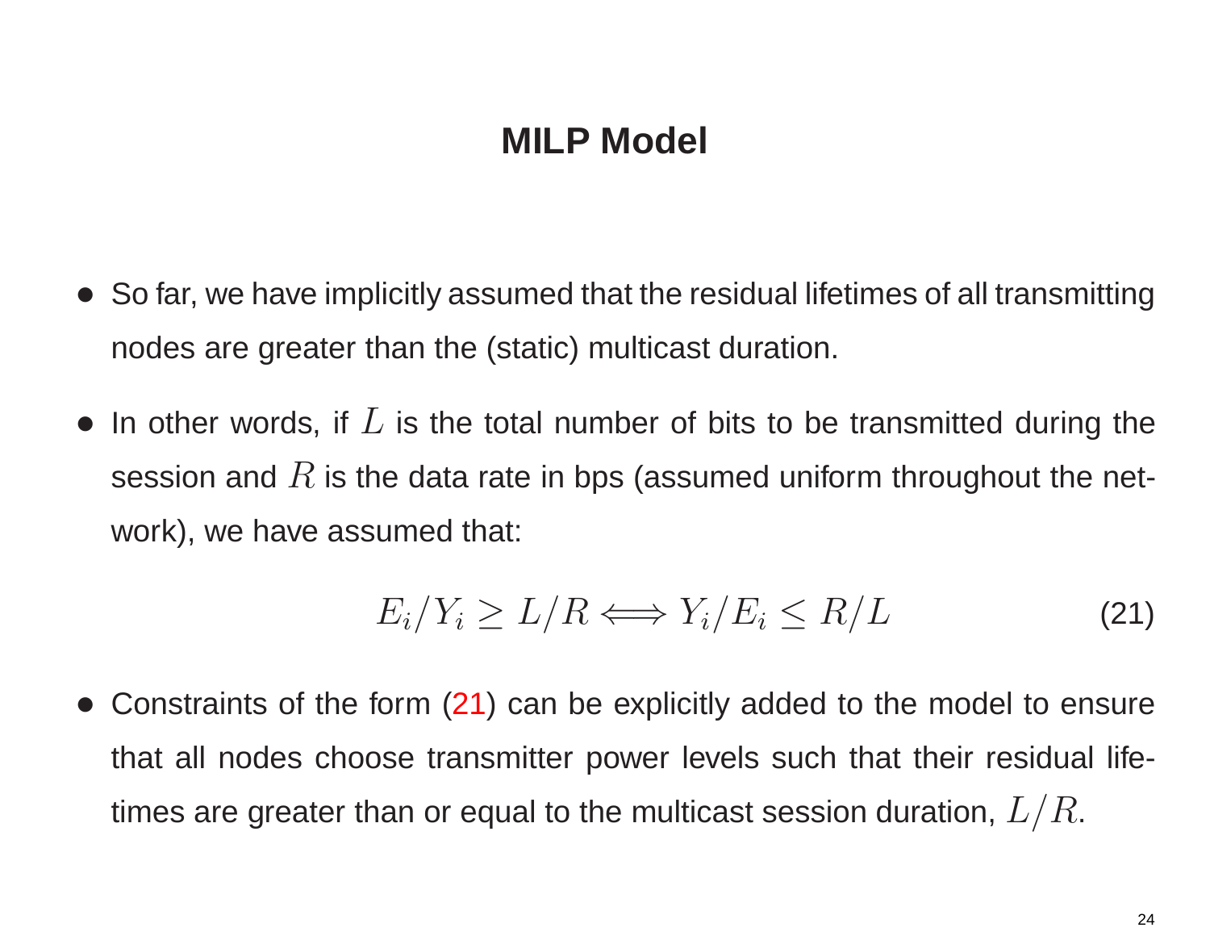# MILP Model

- So far, we have implicitly assumed that the residual lifetimes of all transmitting nodes are greater than the (static) multicast duration.
- In other words, if $L$ is the total number of bits to be transmitted during the session and $R$ is the data rate in bps (assumed uniform throughout the network), we have assumed that:

$$E_i/Y_i \geq L/R \Longleftrightarrow Y_i/E_i \leq R/L \tag{21}$$

- Constraints of the form (21) can be explicitly added to the model to ensure that all nodes choose transmitter power levels such that their residual lifetimes are greater than or equal to the multicast session duration, $L/R$.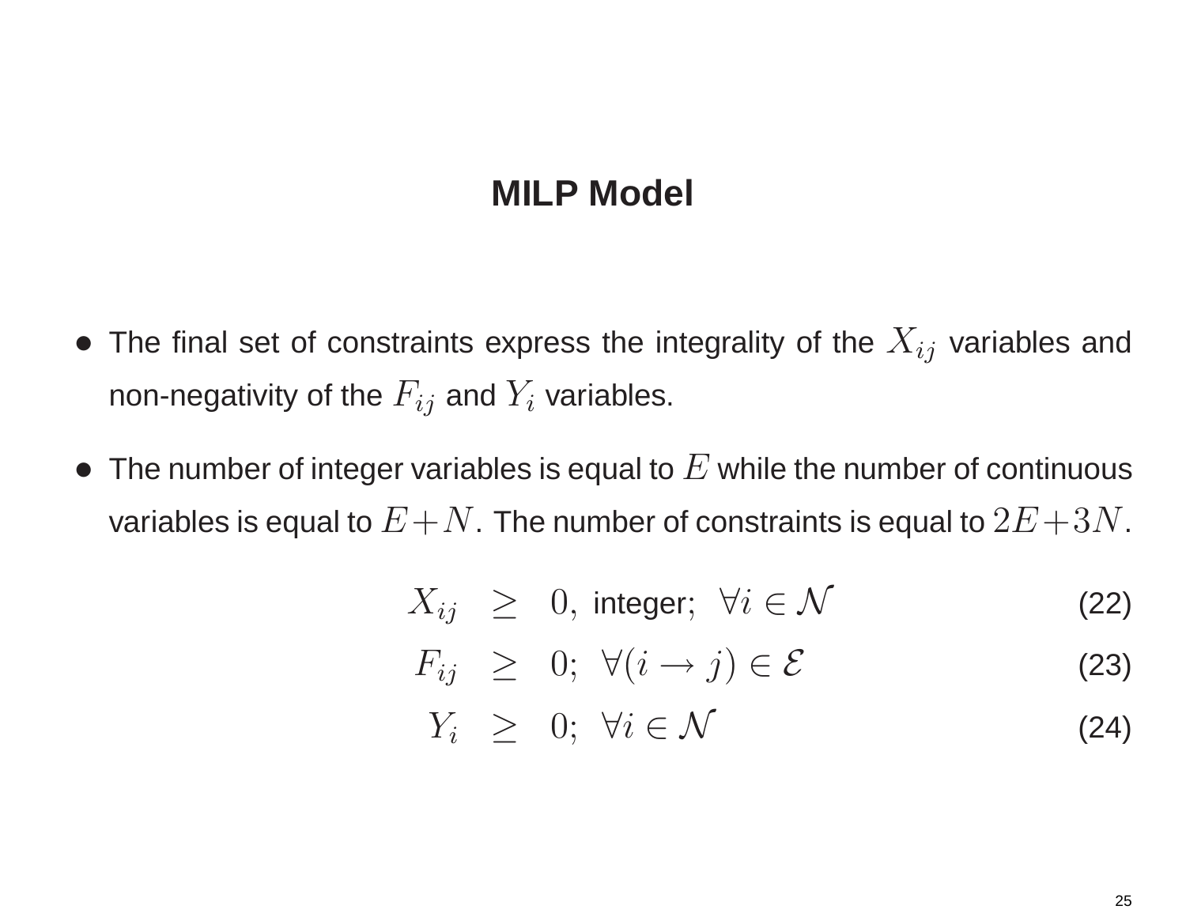## MILP Model

- The final set of constraints express the integrality of the $X_{ij}$ variables and non-negativity of the $F_{ij}$ and $Y_i$ variables.
- The number of integer variables is equal to $E$ while the number of continuous variables is equal to $E+N$. The number of constraints is equal to $2E+3N$.

$$X_{ij} \geq 0, \text{ integer; } \forall i \in \mathcal{N} \tag{22}$$

$$F_{ij} \geq 0; \ \forall (i \to j) \in \mathcal{E} \tag{23}$$

$$Y_i \geq 0; \ \forall i \in \mathcal{N} \tag{24}$$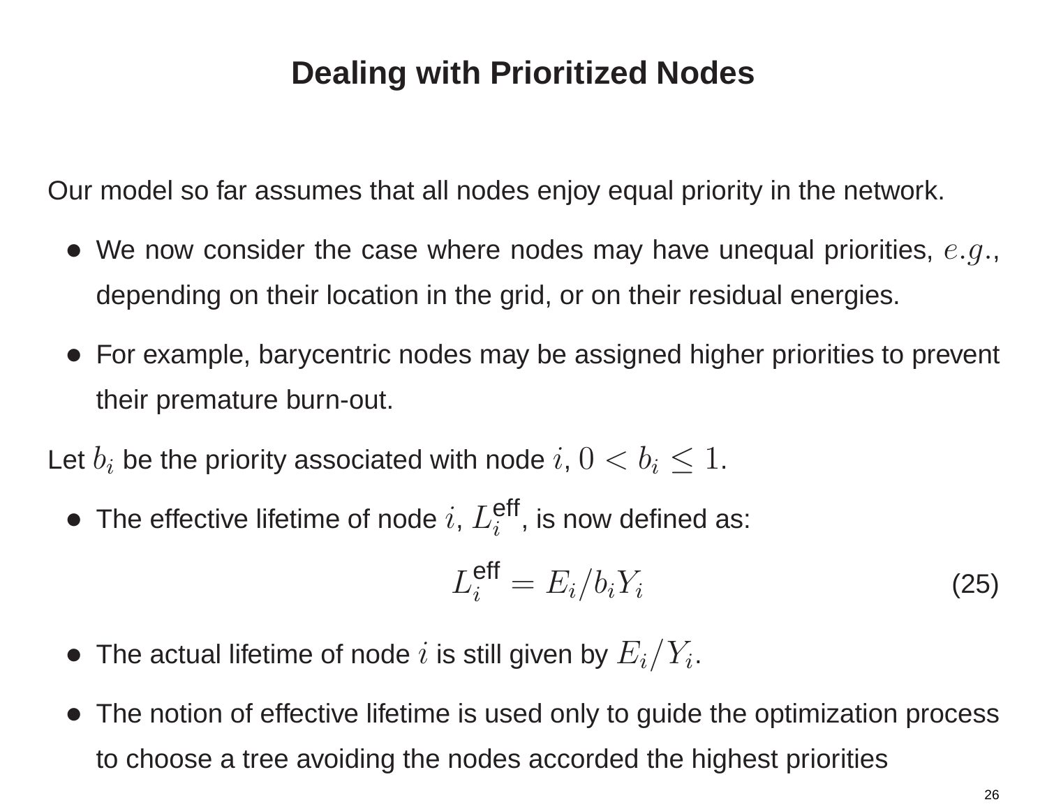# Dealing with Prioritized Nodes

Our model so far assumes that all nodes enjoy equal priority in the network.

- We now consider the case where nodes may have unequal priorities, $e.g.$, depending on their location in the grid, or on their residual energies.
- For example, barycentric nodes may be assigned higher priorities to prevent their premature burn-out.

Let $b_i$ be the priority associated with node $i$, $0 < b_i \leq 1$.

- The effective lifetime of node $i$, $L_i^{\text{eff}}$, is now defined as:

$$L_i^{\text{eff}} = E_i / b_i Y_i \tag{25}$$

- The actual lifetime of node $i$ is still given by $E_i / Y_i$.
- The notion of effective lifetime is used only to guide the optimization process to choose a tree avoiding the nodes accorded the highest priorities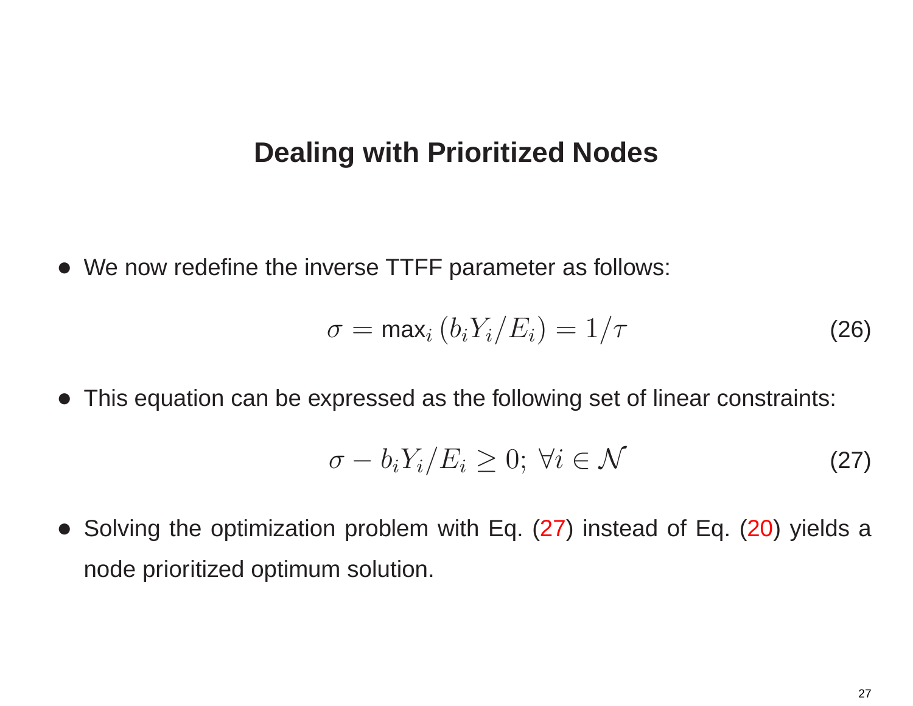## Dealing with Prioritized Nodes

- We now redefine the inverse TTFF parameter as follows:

$$\sigma = \text{max}_i \left( b_i Y_i / E_i \right) = 1/\tau \tag{26}$$

- This equation can be expressed as the following set of linear constraints:

$$\sigma - b_i Y_i / E_i \geq 0; \; \forall i \in \mathcal{N} \tag{27}$$

- Solving the optimization problem with Eq. (27) instead of Eq. (20) yields a node prioritized optimum solution.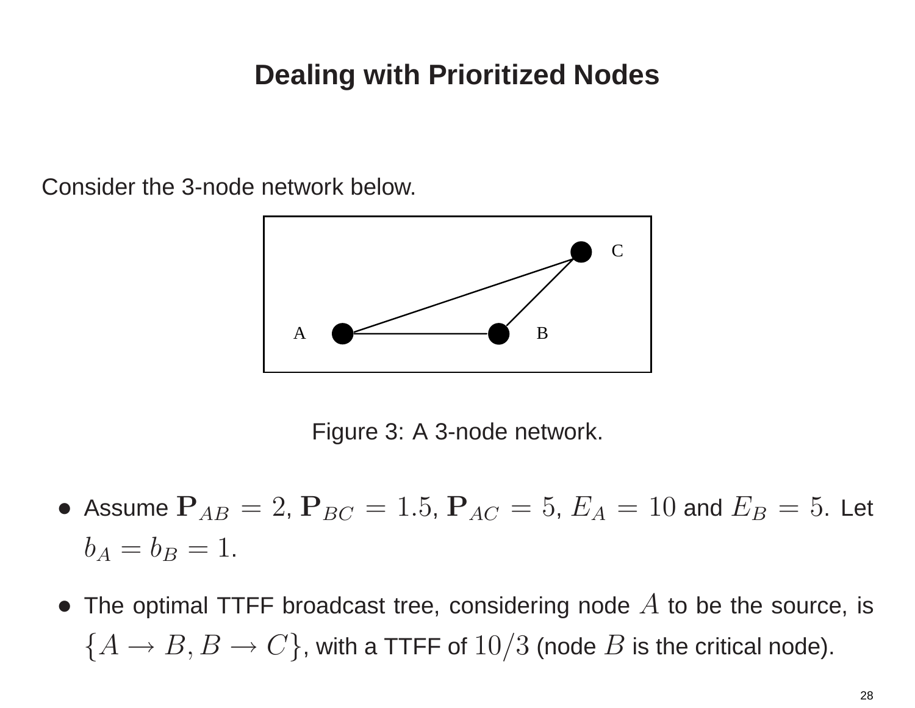# Dealing with Prioritized Nodes

Consider the 3-node network below.

Figure 3: A 3-node network.

- Assume $\mathbf{P}_{AB} = 2$, $\mathbf{P}_{BC} = 1.5$, $\mathbf{P}_{AC} = 5$, $E_A = 10$ and $E_B = 5$. Let $b_A = b_B = 1$.
- The optimal TTFF broadcast tree, considering node $A$ to be the source, is $\{A \to B, B \to C\}$, with a TTFF of $10/3$ (node $B$ is the critical node).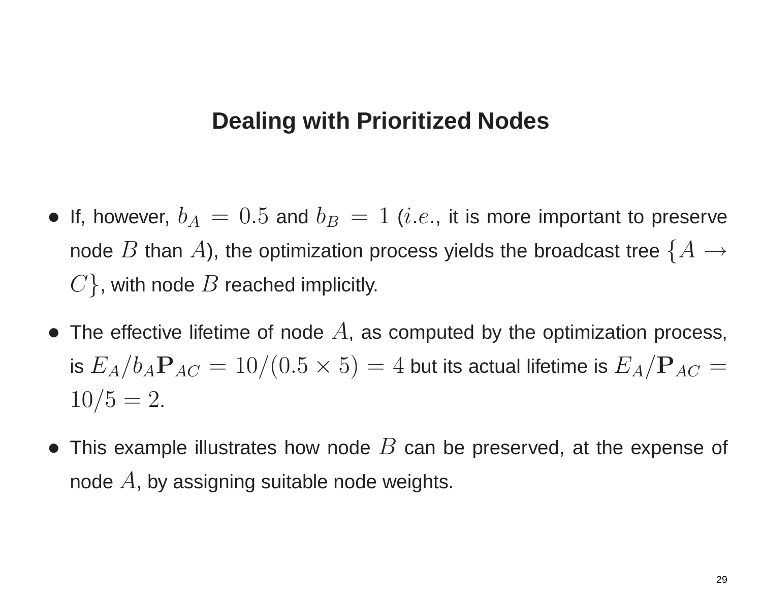# Dealing with Prioritized Nodes

- If, however, $b_A = 0.5$ and $b_B = 1$ ($i.e.$, it is more important to preserve node $B$ than $A$), the optimization process yields the broadcast tree $\{A \rightarrow C\}$, with node $B$ reached implicitly.
- The effective lifetime of node $A$, as computed by the optimization process, is $E_A / b_A \mathbf{P}_{AC} = 10/(0.5 \times 5) = 4$ but its actual lifetime is $E_A / \mathbf{P}_{AC} = 10/5 = 2$.
- This example illustrates how node $B$ can be preserved, at the expense of node $A$, by assigning suitable node weights.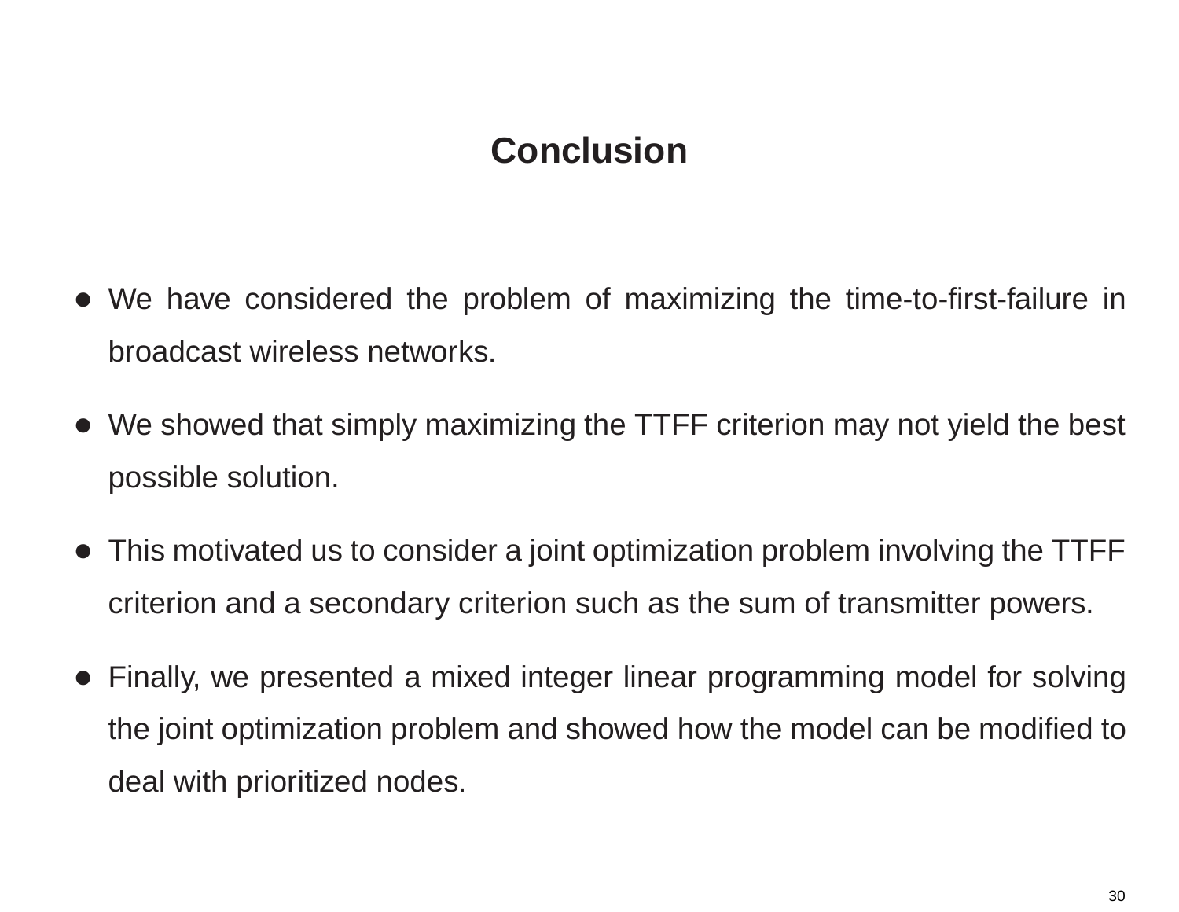# Conclusion

- We have considered the problem of maximizing the time-to-first-failure in broadcast wireless networks.
- We showed that simply maximizing the TTFF criterion may not yield the best possible solution.
- This motivated us to consider a joint optimization problem involving the TTFF criterion and a secondary criterion such as the sum of transmitter powers.
- Finally, we presented a mixed integer linear programming model for solving the joint optimization problem and showed how the model can be modified to deal with prioritized nodes.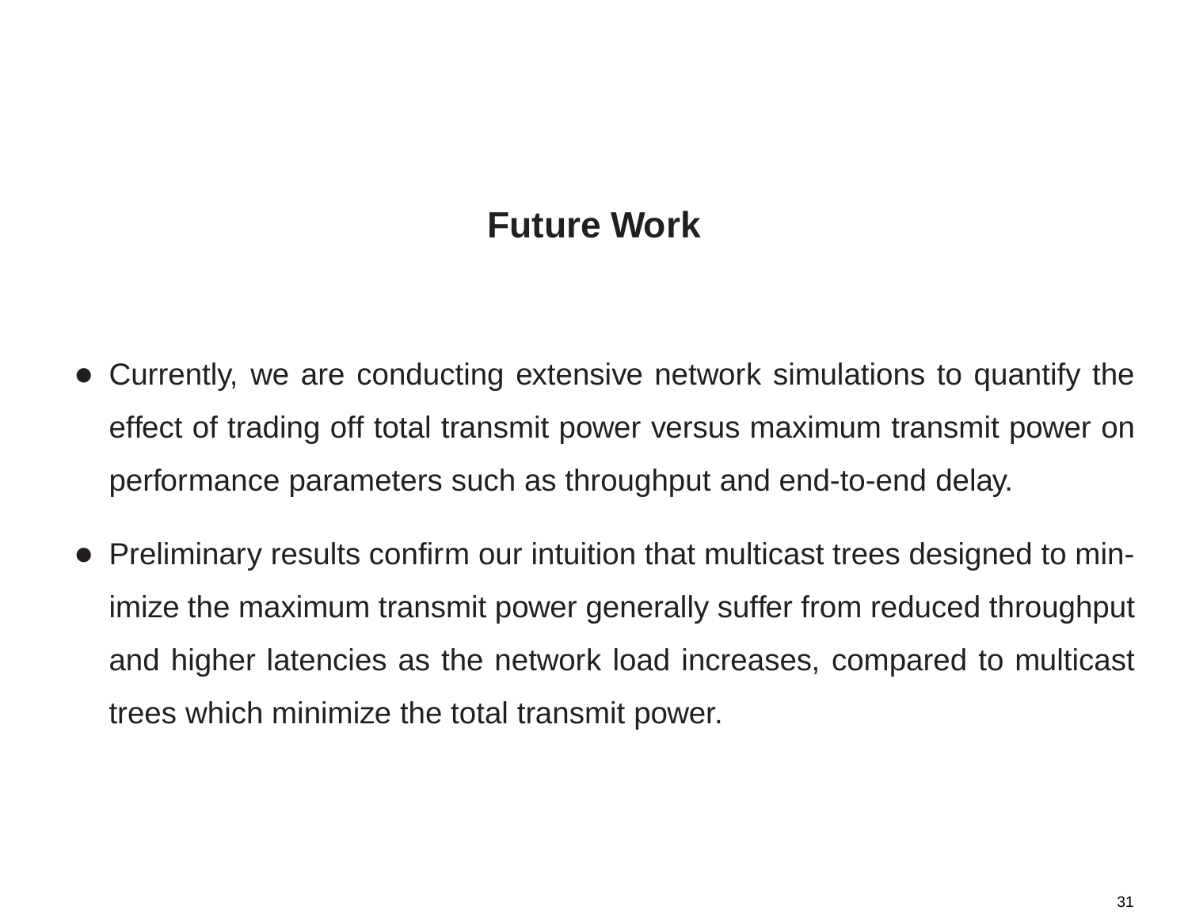# Future Work

- Currently, we are conducting extensive network simulations to quantify the effect of trading off total transmit power versus maximum transmit power on performance parameters such as throughput and end-to-end delay.
- Preliminary results confirm our intuition that multicast trees designed to minimize the maximum transmit power generally suffer from reduced throughput and higher latencies as the network load increases, compared to multicast trees which minimize the total transmit power.